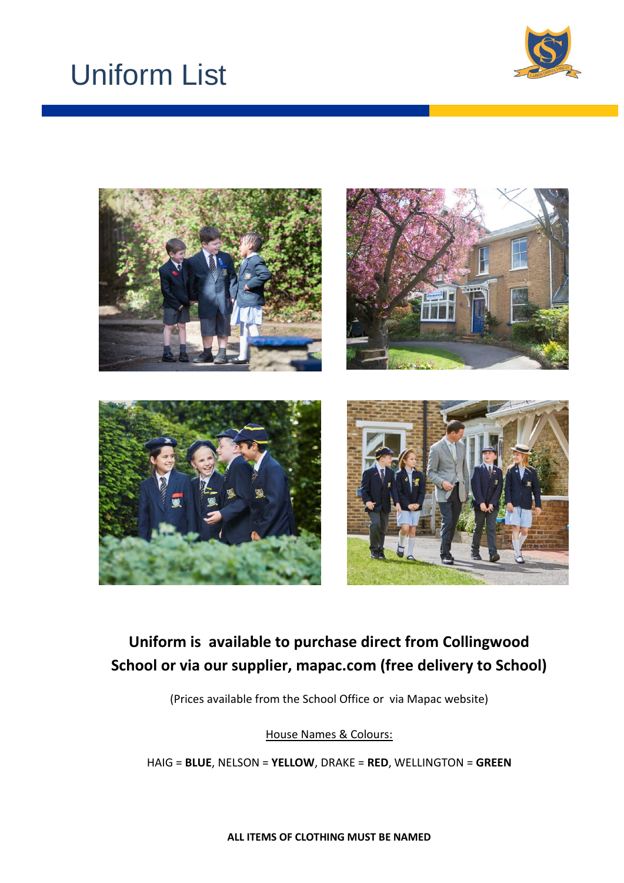# Uniform List

**Uniform is available to purchase direct from Collingwood School or via our supplier, mapac.com (free delivery to School)**

(Prices available from the School Office or via Mapac website)

House Names & Colours:

HAIG = **BLUE**, NELSON = **YELLOW**, DRAKE = **RED**, WELLINGTON = **GREEN**

**ALL ITEMS OF CLOTHING MUST BE NAMED**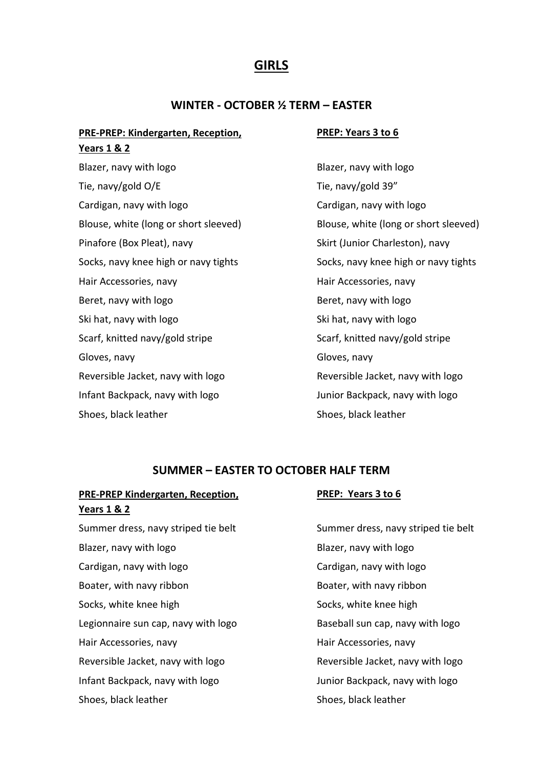# GIRLS

## WINTER - OCTOBER ½ TERM – EASTER

### PRE-PREP: Kindergarten, Reception, Years 1 & 2

Blazer, navy with logo
Tie, navy/gold O/E
Cardigan, navy with logo
Blouse, white (long or short sleeved)
Pinafore (Box Pleat), navy
Socks, navy knee high or navy tights
Hair Accessories, navy
Beret, navy with logo
Ski hat, navy with logo
Scarf, knitted navy/gold stripe
Gloves, navy
Reversible Jacket, navy with logo
Infant Backpack, navy with logo
Shoes, black leather

### PREP: Years 3 to 6

Blazer, navy with logo
Tie, navy/gold 39"
Cardigan, navy with logo
Blouse, white (long or short sleeved)
Skirt (Junior Charleston), navy
Socks, navy knee high or navy tights
Hair Accessories, navy
Beret, navy with logo
Ski hat, navy with logo
Scarf, knitted navy/gold stripe
Gloves, navy
Reversible Jacket, navy with logo
Junior Backpack, navy with logo
Shoes, black leather

## SUMMER – EASTER TO OCTOBER HALF TERM

### PRE-PREP Kindergarten, Reception, Years 1 & 2

Summer dress, navy striped tie belt
Blazer, navy with logo
Cardigan, navy with logo
Boater, with navy ribbon
Socks, white knee high
Legionnaire sun cap, navy with logo
Hair Accessories, navy
Reversible Jacket, navy with logo
Infant Backpack, navy with logo
Shoes, black leather

### PREP: Years 3 to 6

Summer dress, navy striped tie belt
Blazer, navy with logo
Cardigan, navy with logo
Boater, with navy ribbon
Socks, white knee high
Baseball sun cap, navy with logo
Hair Accessories, navy
Reversible Jacket, navy with logo
Junior Backpack, navy with logo
Shoes, black leather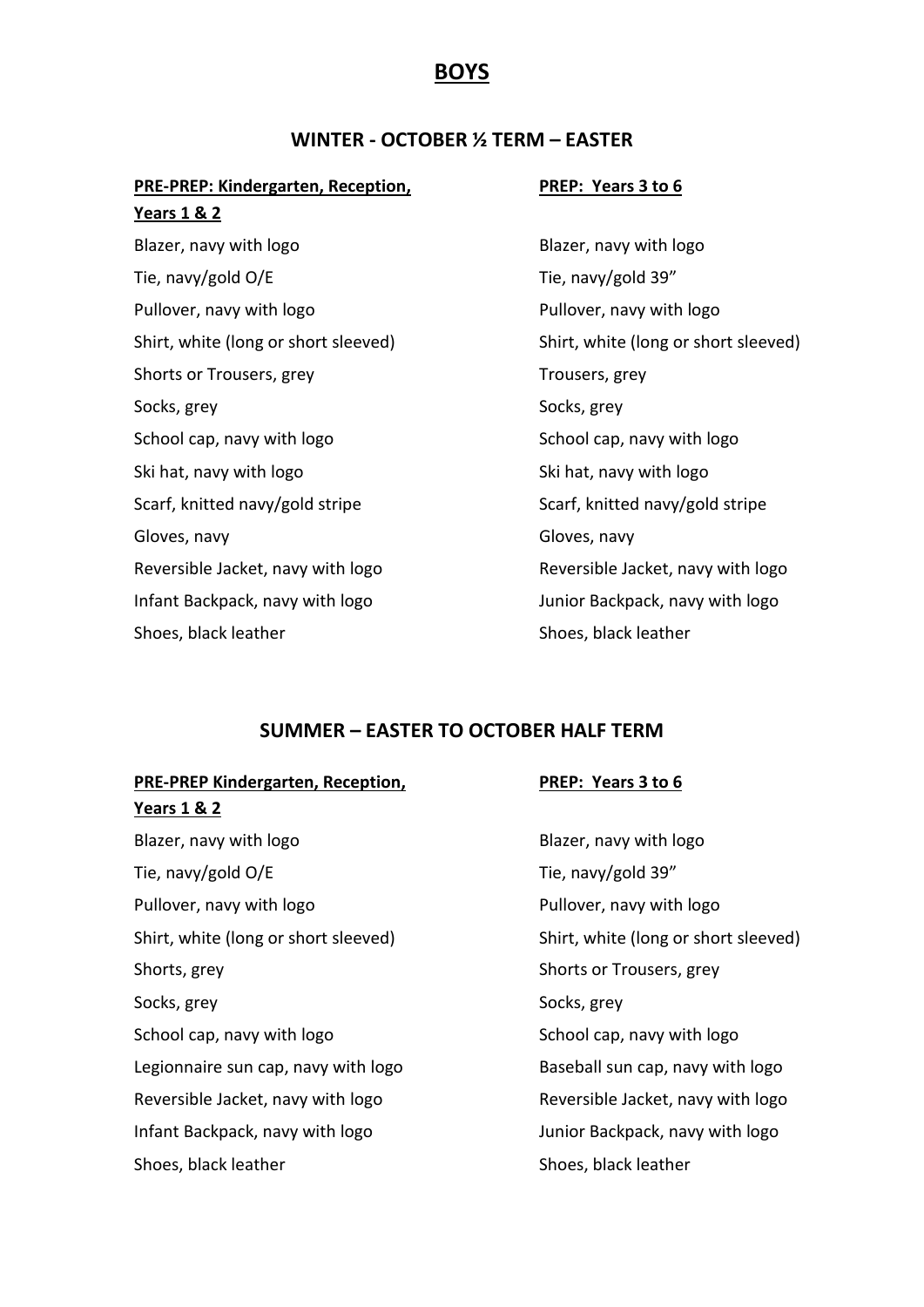# BOYS

## WINTER - OCTOBER ½ TERM – EASTER

| PRE-PREP: Kindergarten, Reception, Years 1 & 2 | PREP: Years 3 to 6 |
|---|---|
| Blazer, navy with logo | Blazer, navy with logo |
| Tie, navy/gold O/E | Tie, navy/gold 39” |
| Pullover, navy with logo | Pullover, navy with logo |
| Shirt, white (long or short sleeved) | Shirt, white (long or short sleeved) |
| Shorts or Trousers, grey | Trousers, grey |
| Socks, grey | Socks, grey |
| School cap, navy with logo | School cap, navy with logo |
| Ski hat, navy with logo | Ski hat, navy with logo |
| Scarf, knitted navy/gold stripe | Scarf, knitted navy/gold stripe |
| Gloves, navy | Gloves, navy |
| Reversible Jacket, navy with logo | Reversible Jacket, navy with logo |
| Infant Backpack, navy with logo | Junior Backpack, navy with logo |
| Shoes, black leather | Shoes, black leather |

## SUMMER – EASTER TO OCTOBER HALF TERM

| PRE-PREP Kindergarten, Reception, Years 1 & 2 | PREP: Years 3 to 6 |
|---|---|
| Blazer, navy with logo | Blazer, navy with logo |
| Tie, navy/gold O/E | Tie, navy/gold 39” |
| Pullover, navy with logo | Pullover, navy with logo |
| Shirt, white (long or short sleeved) | Shirt, white (long or short sleeved) |
| Shorts, grey | Shorts or Trousers, grey |
| Socks, grey | Socks, grey |
| School cap, navy with logo | School cap, navy with logo |
| Legionnaire sun cap, navy with logo | Baseball sun cap, navy with logo |
| Reversible Jacket, navy with logo | Reversible Jacket, navy with logo |
| Infant Backpack, navy with logo | Junior Backpack, navy with logo |
| Shoes, black leather | Shoes, black leather |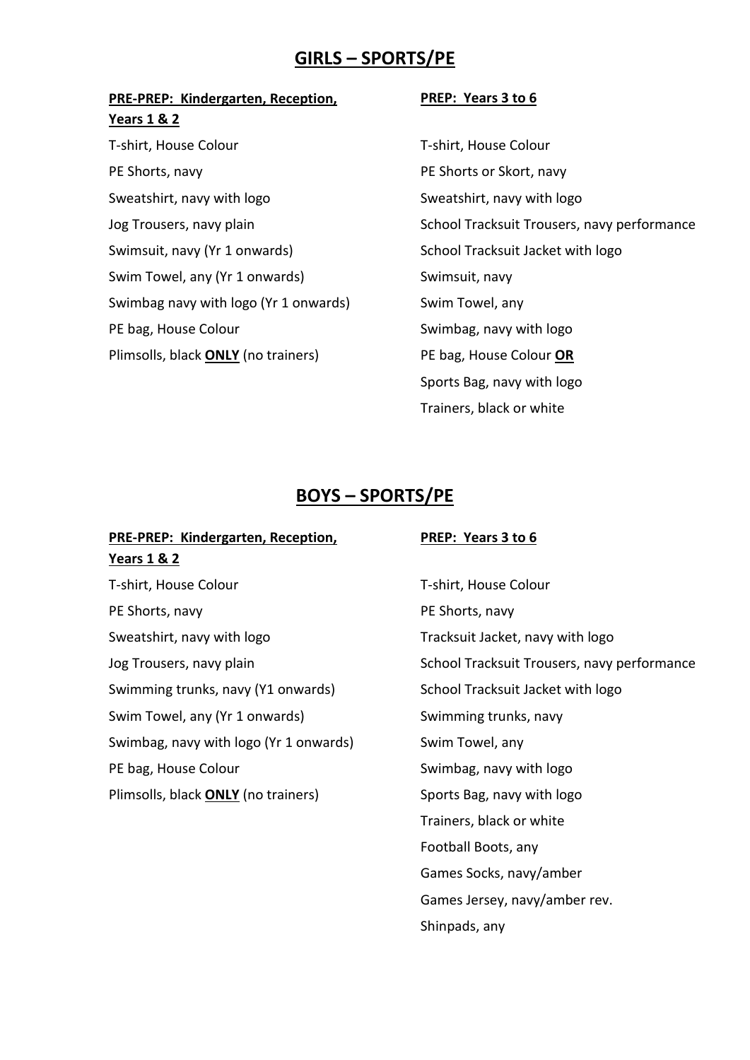## GIRLS – SPORTS/PE

### PRE-PREP: Kindergarten, Reception, Years 1 & 2

T-shirt, House Colour
PE Shorts, navy
Sweatshirt, navy with logo
Jog Trousers, navy plain
Swimsuit, navy (Yr 1 onwards)
Swim Towel, any (Yr 1 onwards)
Swimbag navy with logo (Yr 1 onwards)
PE bag, House Colour
Plimsolls, black **ONLY** (no trainers)

### PREP: Years 3 to 6

T-shirt, House Colour
PE Shorts or Skort, navy
Sweatshirt, navy with logo
School Tracksuit Trousers, navy performance
School Tracksuit Jacket with logo
Swimsuit, navy
Swim Towel, any
Swimbag, navy with logo
PE bag, House Colour **OR**
Sports Bag, navy with logo
Trainers, black or white

## BOYS – SPORTS/PE

### PRE-PREP: Kindergarten, Reception, Years 1 & 2

T-shirt, House Colour
PE Shorts, navy
Sweatshirt, navy with logo
Jog Trousers, navy plain
Swimming trunks, navy (Y1 onwards)
Swim Towel, any (Yr 1 onwards)
Swimbag, navy with logo (Yr 1 onwards)
PE bag, House Colour
Plimsolls, black **ONLY** (no trainers)

### PREP: Years 3 to 6

T-shirt, House Colour
PE Shorts, navy
Tracksuit Jacket, navy with logo
School Tracksuit Trousers, navy performance
School Tracksuit Jacket with logo
Swimming trunks, navy
Swim Towel, any
Swimbag, navy with logo
Sports Bag, navy with logo
Trainers, black or white
Football Boots, any
Games Socks, navy/amber
Games Jersey, navy/amber rev.
Shinpads, any